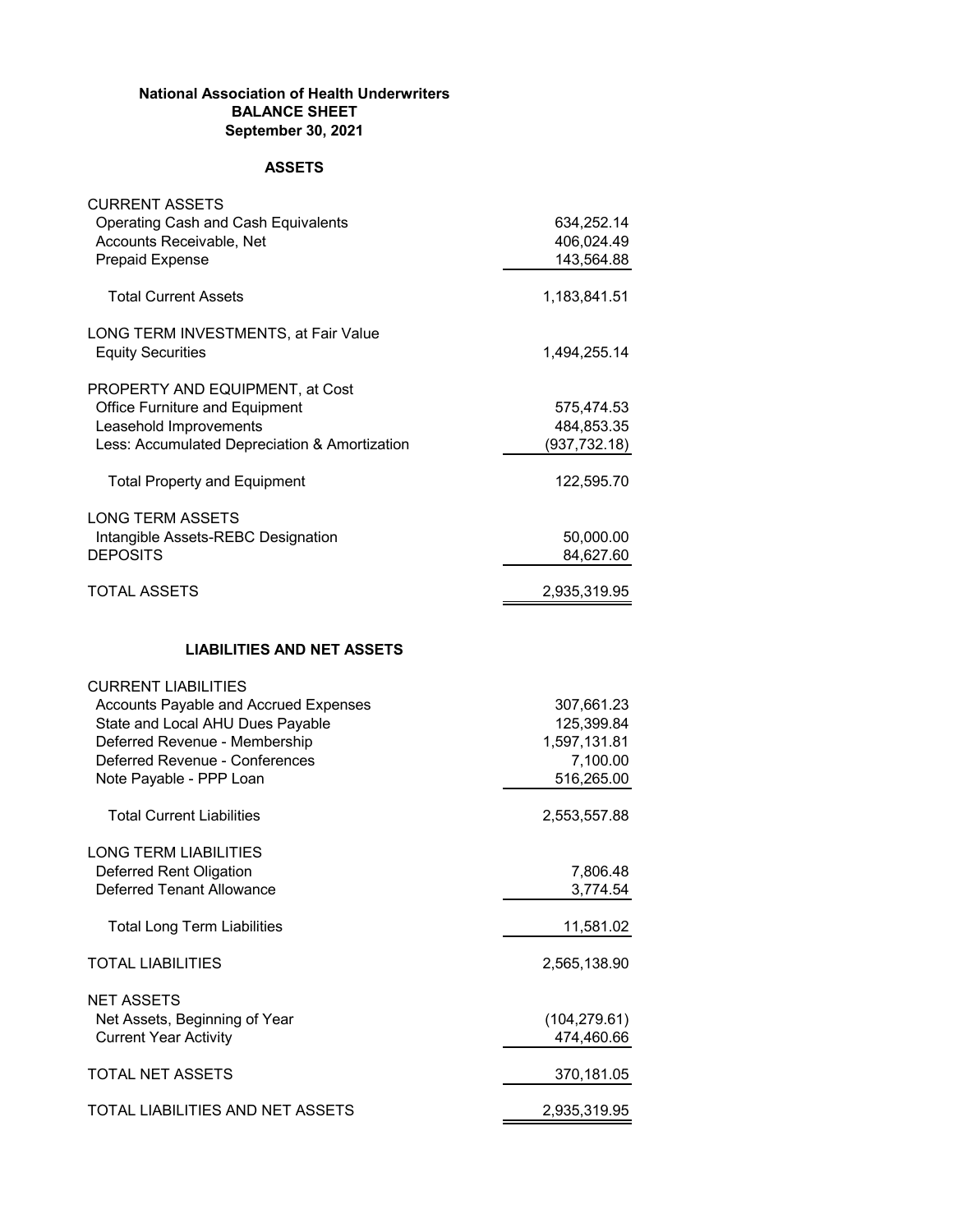**National Association of Health Underwriters**
**BALANCE SHEET**
**September 30, 2021**

**ASSETS**

| | |
|---|---:|
| CURRENT ASSETS | |
| Operating Cash and Cash Equivalents | 634,252.14 |
| Accounts Receivable, Net | 406,024.49 |
| Prepaid Expense | 143,564.88 |
| Total Current Assets | 1,183,841.51 |
| LONG TERM INVESTMENTS, at Fair Value | |
| Equity Securities | 1,494,255.14 |
| PROPERTY AND EQUIPMENT, at Cost | |
| Office Furniture and Equipment | 575,474.53 |
| Leasehold Improvements | 484,853.35 |
| Less: Accumulated Depreciation & Amortization | (937,732.18) |
| Total Property and Equipment | 122,595.70 |
| LONG TERM ASSETS | |
| Intangible Assets-REBC Designation | 50,000.00 |
| DEPOSITS | 84,627.60 |
| TOTAL ASSETS | 2,935,319.95 |

**LIABILITIES AND NET ASSETS**

| | |
|---|---:|
| CURRENT LIABILITIES | |
| Accounts Payable and Accrued Expenses | 307,661.23 |
| State and Local AHU Dues Payable | 125,399.84 |
| Deferred Revenue - Membership | 1,597,131.81 |
| Deferred Revenue - Conferences | 7,100.00 |
| Note Payable - PPP Loan | 516,265.00 |
| Total Current Liabilities | 2,553,557.88 |
| LONG TERM LIABILITIES | |
| Deferred Rent Oligation | 7,806.48 |
| Deferred Tenant Allowance | 3,774.54 |
| Total Long Term Liabilities | 11,581.02 |
| TOTAL LIABILITIES | 2,565,138.90 |
| NET ASSETS | |
| Net Assets, Beginning of Year | (104,279.61) |
| Current Year Activity | 474,460.66 |
| TOTAL NET ASSETS | 370,181.05 |
| TOTAL LIABILITIES AND NET ASSETS | 2,935,319.95 |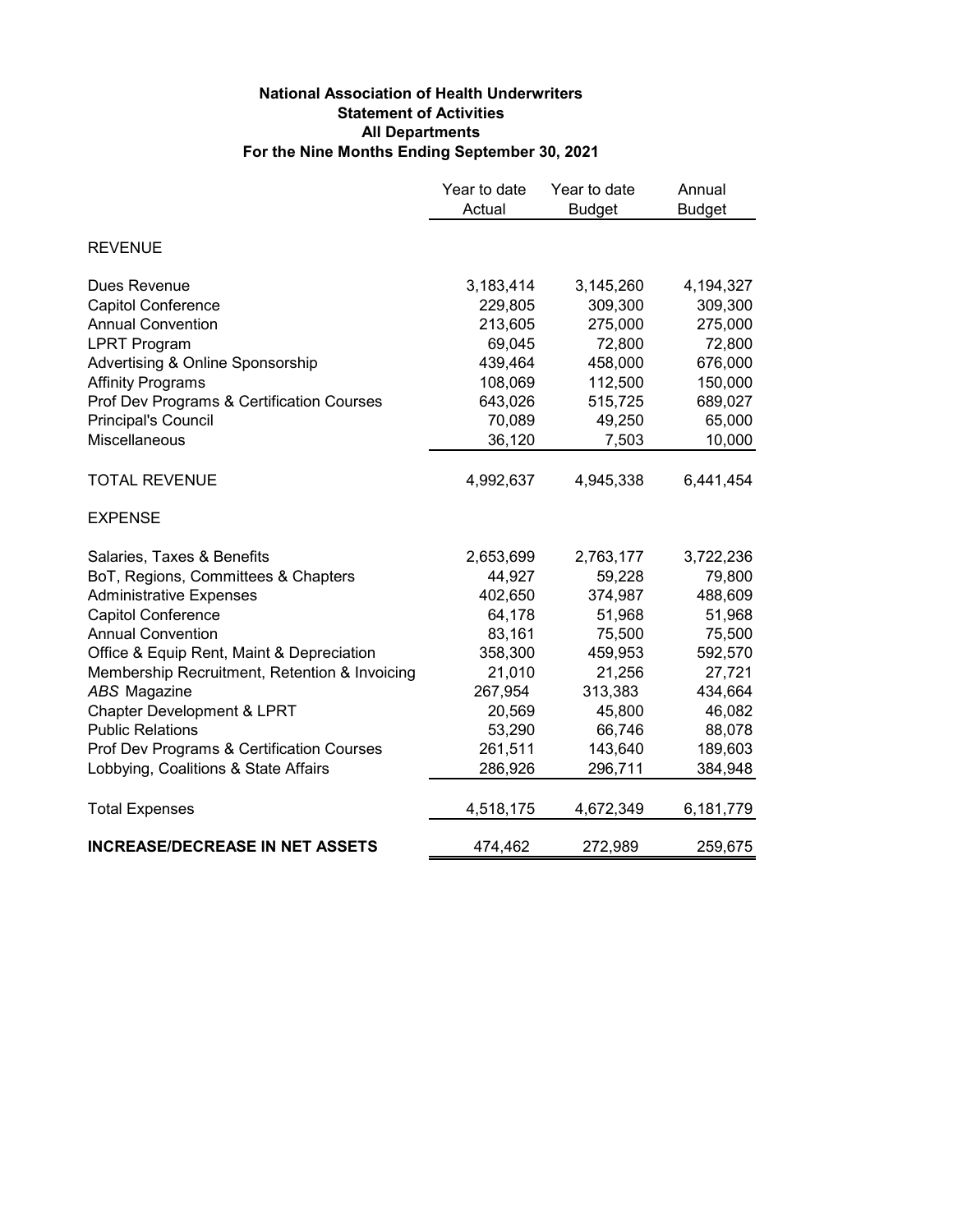**National Association of Health Underwriters**
**Statement of Activities**
**All Departments**
**For the Nine Months Ending September 30, 2021**

| | Year to date Actual | Year to date Budget | Annual Budget |
|---|---|---|---|
| REVENUE | | | |
| Dues Revenue | 3,183,414 | 3,145,260 | 4,194,327 |
| Capitol Conference | 229,805 | 309,300 | 309,300 |
| Annual Convention | 213,605 | 275,000 | 275,000 |
| LPRT Program | 69,045 | 72,800 | 72,800 |
| Advertising & Online Sponsorship | 439,464 | 458,000 | 676,000 |
| Affinity Programs | 108,069 | 112,500 | 150,000 |
| Prof Dev Programs & Certification Courses | 643,026 | 515,725 | 689,027 |
| Principal's Council | 70,089 | 49,250 | 65,000 |
| Miscellaneous | 36,120 | 7,503 | 10,000 |
| TOTAL REVENUE | 4,992,637 | 4,945,338 | 6,441,454 |
| EXPENSE | | | |
| Salaries, Taxes & Benefits | 2,653,699 | 2,763,177 | 3,722,236 |
| BoT, Regions, Committees & Chapters | 44,927 | 59,228 | 79,800 |
| Administrative Expenses | 402,650 | 374,987 | 488,609 |
| Capitol Conference | 64,178 | 51,968 | 51,968 |
| Annual Convention | 83,161 | 75,500 | 75,500 |
| Office & Equip Rent, Maint & Depreciation | 358,300 | 459,953 | 592,570 |
| Membership Recruitment, Retention & Invoicing | 21,010 | 21,256 | 27,721 |
| *ABS* Magazine | 267,954 | 313,383 | 434,664 |
| Chapter Development & LPRT | 20,569 | 45,800 | 46,082 |
| Public Relations | 53,290 | 66,746 | 88,078 |
| Prof Dev Programs & Certification Courses | 261,511 | 143,640 | 189,603 |
| Lobbying, Coalitions & State Affairs | 286,926 | 296,711 | 384,948 |
| Total Expenses | 4,518,175 | 4,672,349 | 6,181,779 |
| **INCREASE/DECREASE IN NET ASSETS** | 474,462 | 272,989 | 259,675 |